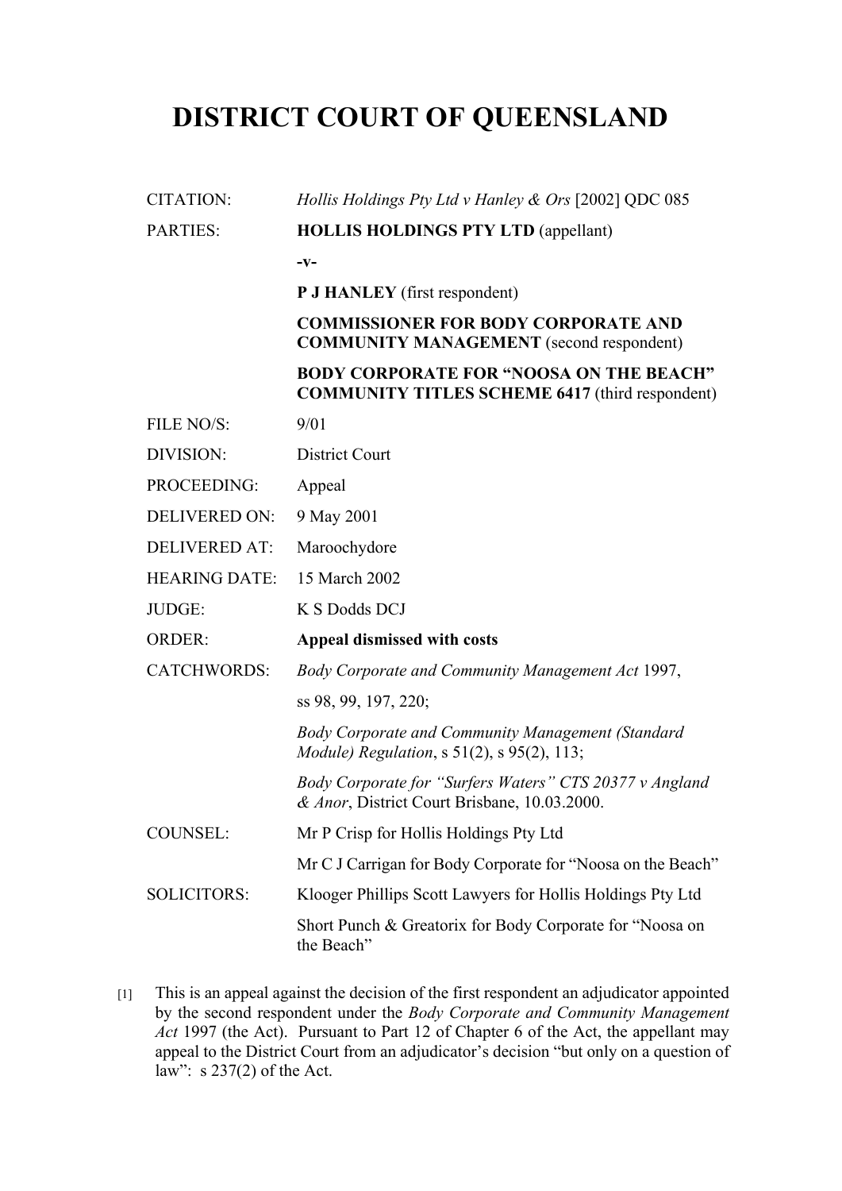# DISTRICT COURT OF QUEENSLAND

| | |
|---|---|
| CITATION: | *Hollis Holdings Pty Ltd v Hanley & Ors* [2002] QDC 085 |
| PARTIES: | **HOLLIS HOLDINGS PTY LTD** (appellant) |
| | **-v-** |
| | **P J HANLEY** (first respondent) |
| | **COMMISSIONER FOR BODY CORPORATE AND COMMUNITY MANAGEMENT** (second respondent) |
| | **BODY CORPORATE FOR "NOOSA ON THE BEACH" COMMUNITY TITLES SCHEME 6417** (third respondent) |
| FILE NO/S: | 9/01 |
| DIVISION: | District Court |
| PROCEEDING: | Appeal |
| DELIVERED ON: | 9 May 2001 |
| DELIVERED AT: | Maroochydore |
| HEARING DATE: | 15 March 2002 |
| JUDGE: | K S Dodds DCJ |
| ORDER: | **Appeal dismissed with costs** |
| CATCHWORDS: | *Body Corporate and Community Management Act* 1997, |
| | ss 98, 99, 197, 220; |
| | *Body Corporate and Community Management (Standard Module) Regulation*, s 51(2), s 95(2), 113; |
| | *Body Corporate for "Surfers Waters" CTS 20377 v Angland & Anor*, District Court Brisbane, 10.03.2000. |
| COUNSEL: | Mr P Crisp for Hollis Holdings Pty Ltd |
| | Mr C J Carrigan for Body Corporate for "Noosa on the Beach" |
| SOLICITORS: | Klooger Phillips Scott Lawyers for Hollis Holdings Pty Ltd |
| | Short Punch & Greatorix for Body Corporate for "Noosa on the Beach" |

[1] This is an appeal against the decision of the first respondent an adjudicator appointed by the second respondent under the *Body Corporate and Community Management Act* 1997 (the Act). Pursuant to Part 12 of Chapter 6 of the Act, the appellant may appeal to the District Court from an adjudicator's decision "but only on a question of law": s 237(2) of the Act.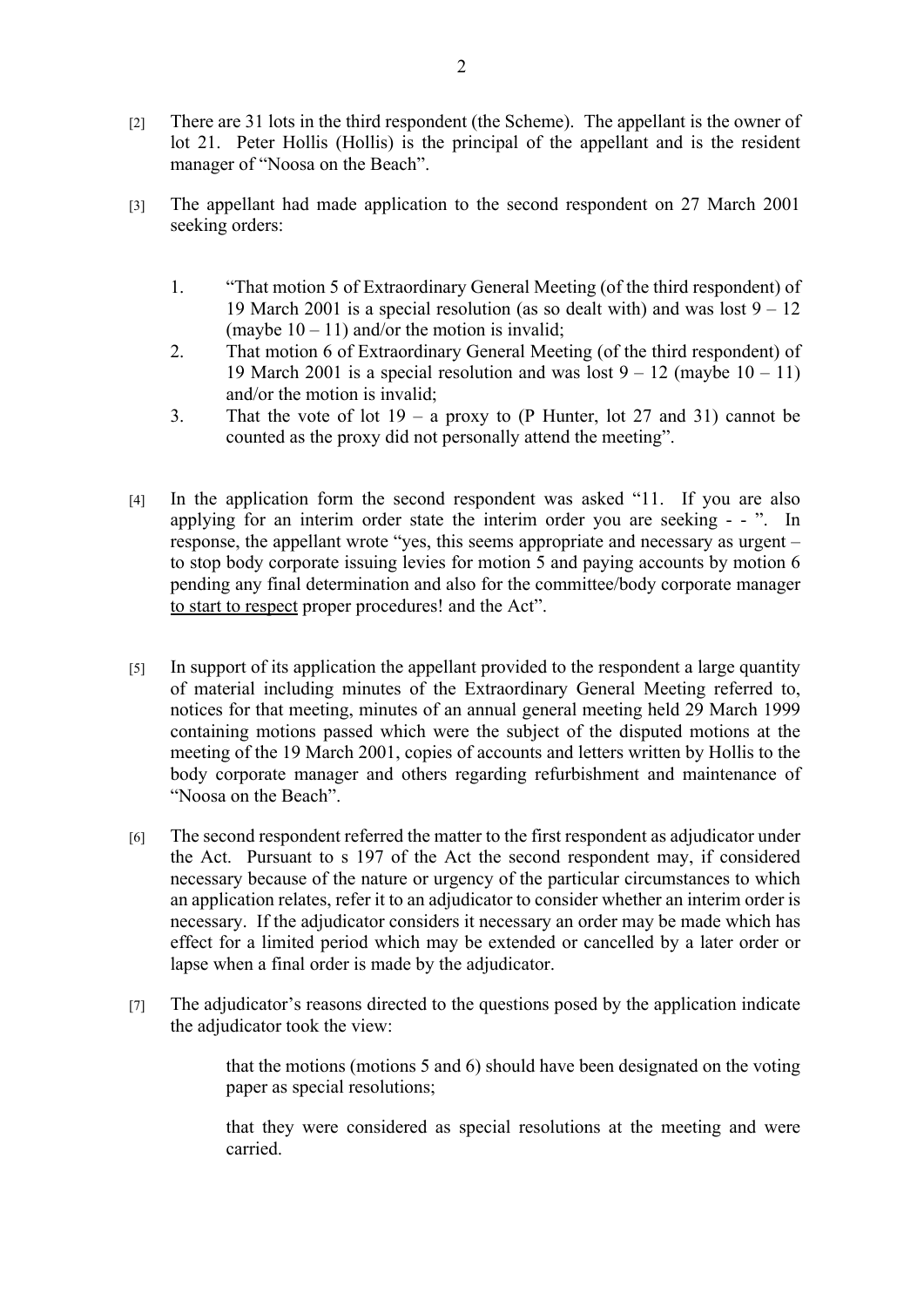[2] There are 31 lots in the third respondent (the Scheme). The appellant is the owner of lot 21. Peter Hollis (Hollis) is the principal of the appellant and is the resident manager of "Noosa on the Beach".

[3] The appellant had made application to the second respondent on 27 March 2001 seeking orders:

1. "That motion 5 of Extraordinary General Meeting (of the third respondent) of 19 March 2001 is a special resolution (as so dealt with) and was lost 9 – 12 (maybe 10 – 11) and/or the motion is invalid;
2. That motion 6 of Extraordinary General Meeting (of the third respondent) of 19 March 2001 is a special resolution and was lost 9 – 12 (maybe 10 – 11) and/or the motion is invalid;
3. That the vote of lot 19 – a proxy to (P Hunter, lot 27 and 31) cannot be counted as the proxy did not personally attend the meeting".

[4] In the application form the second respondent was asked "11. If you are also applying for an interim order state the interim order you are seeking - - ". In response, the appellant wrote "yes, this seems appropriate and necessary as urgent – to stop body corporate issuing levies for motion 5 and paying accounts by motion 6 pending any final determination and also for the committee/body corporate manager <u>to start to respect</u> proper procedures! and the Act".

[5] In support of its application the appellant provided to the respondent a large quantity of material including minutes of the Extraordinary General Meeting referred to, notices for that meeting, minutes of an annual general meeting held 29 March 1999 containing motions passed which were the subject of the disputed motions at the meeting of the 19 March 2001, copies of accounts and letters written by Hollis to the body corporate manager and others regarding refurbishment and maintenance of "Noosa on the Beach".

[6] The second respondent referred the matter to the first respondent as adjudicator under the Act. Pursuant to s 197 of the Act the second respondent may, if considered necessary because of the nature or urgency of the particular circumstances to which an application relates, refer it to an adjudicator to consider whether an interim order is necessary. If the adjudicator considers it necessary an order may be made which has effect for a limited period which may be extended or cancelled by a later order or lapse when a final order is made by the adjudicator.

[7] The adjudicator's reasons directed to the questions posed by the application indicate the adjudicator took the view:

> that the motions (motions 5 and 6) should have been designated on the voting paper as special resolutions;
>
> that they were considered as special resolutions at the meeting and were carried.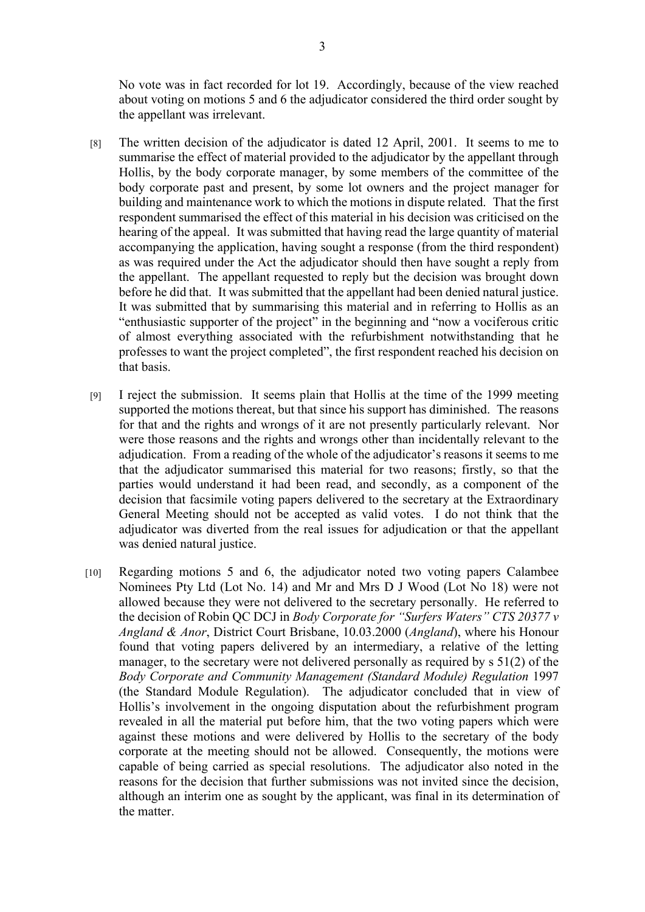No vote was in fact recorded for lot 19. Accordingly, because of the view reached about voting on motions 5 and 6 the adjudicator considered the third order sought by the appellant was irrelevant.

[8] The written decision of the adjudicator is dated 12 April, 2001. It seems to me to summarise the effect of material provided to the adjudicator by the appellant through Hollis, by the body corporate manager, by some members of the committee of the body corporate past and present, by some lot owners and the project manager for building and maintenance work to which the motions in dispute related. That the first respondent summarised the effect of this material in his decision was criticised on the hearing of the appeal. It was submitted that having read the large quantity of material accompanying the application, having sought a response (from the third respondent) as was required under the Act the adjudicator should then have sought a reply from the appellant. The appellant requested to reply but the decision was brought down before he did that. It was submitted that the appellant had been denied natural justice. It was submitted that by summarising this material and in referring to Hollis as an "enthusiastic supporter of the project" in the beginning and "now a vociferous critic of almost everything associated with the refurbishment notwithstanding that he professes to want the project completed", the first respondent reached his decision on that basis.

[9] I reject the submission. It seems plain that Hollis at the time of the 1999 meeting supported the motions thereat, but that since his support has diminished. The reasons for that and the rights and wrongs of it are not presently particularly relevant. Nor were those reasons and the rights and wrongs other than incidentally relevant to the adjudication. From a reading of the whole of the adjudicator's reasons it seems to me that the adjudicator summarised this material for two reasons; firstly, so that the parties would understand it had been read, and secondly, as a component of the decision that facsimile voting papers delivered to the secretary at the Extraordinary General Meeting should not be accepted as valid votes. I do not think that the adjudicator was diverted from the real issues for adjudication or that the appellant was denied natural justice.

[10] Regarding motions 5 and 6, the adjudicator noted two voting papers Calambee Nominees Pty Ltd (Lot No. 14) and Mr and Mrs D J Wood (Lot No 18) were not allowed because they were not delivered to the secretary personally. He referred to the decision of Robin QC DCJ in *Body Corporate for "Surfers Waters" CTS 20377 v Angland & Anor*, District Court Brisbane, 10.03.2000 (*Angland*), where his Honour found that voting papers delivered by an intermediary, a relative of the letting manager, to the secretary were not delivered personally as required by s 51(2) of the *Body Corporate and Community Management (Standard Module) Regulation* 1997 (the Standard Module Regulation). The adjudicator concluded that in view of Hollis's involvement in the ongoing disputation about the refurbishment program revealed in all the material put before him, that the two voting papers which were against these motions and were delivered by Hollis to the secretary of the body corporate at the meeting should not be allowed. Consequently, the motions were capable of being carried as special resolutions. The adjudicator also noted in the reasons for the decision that further submissions was not invited since the decision, although an interim one as sought by the applicant, was final in its determination of the matter.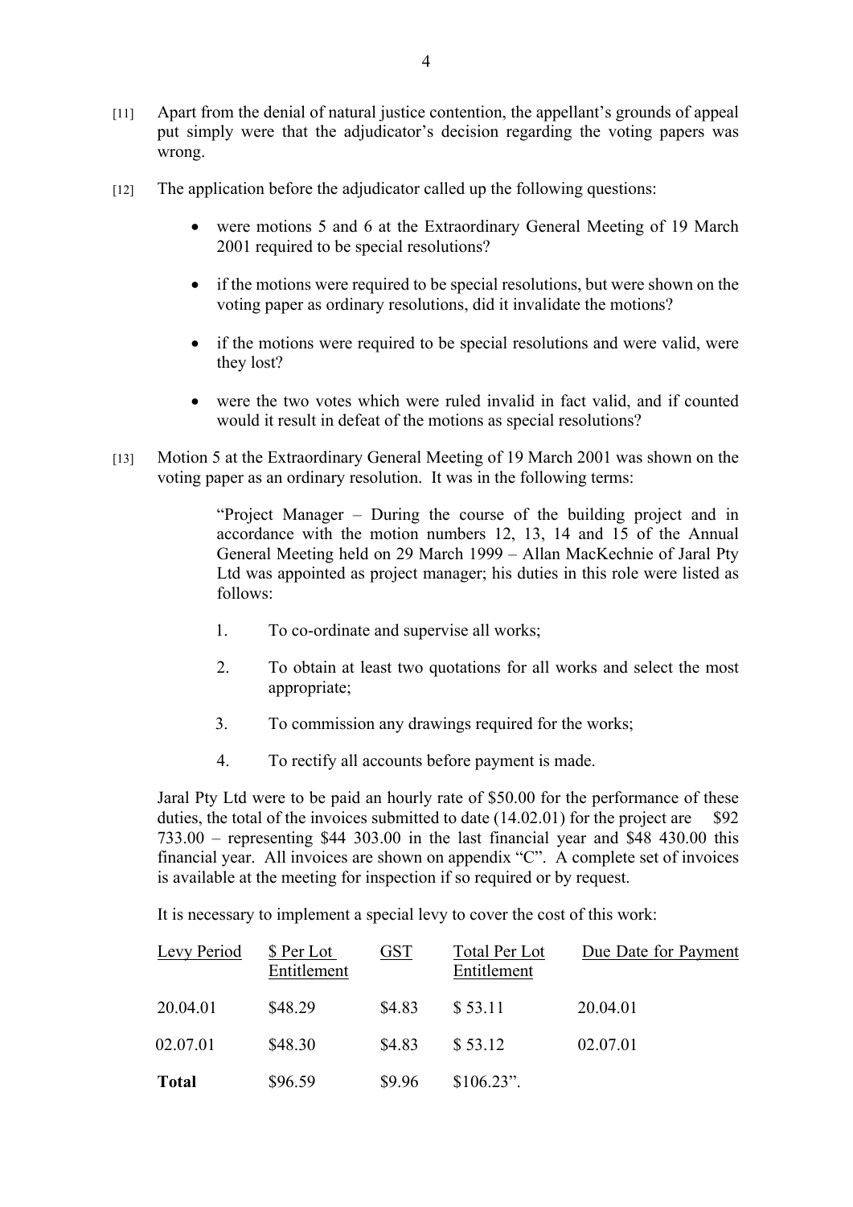[11] Apart from the denial of natural justice contention, the appellant's grounds of appeal put simply were that the adjudicator's decision regarding the voting papers was wrong.

[12] The application before the adjudicator called up the following questions:

- were motions 5 and 6 at the Extraordinary General Meeting of 19 March 2001 required to be special resolutions?
- if the motions were required to be special resolutions, but were shown on the voting paper as ordinary resolutions, did it invalidate the motions?
- if the motions were required to be special resolutions and were valid, were they lost?
- were the two votes which were ruled invalid in fact valid, and if counted would it result in defeat of the motions as special resolutions?

[13] Motion 5 at the Extraordinary General Meeting of 19 March 2001 was shown on the voting paper as an ordinary resolution. It was in the following terms:

> "Project Manager – During the course of the building project and in accordance with the motion numbers 12, 13, 14 and 15 of the Annual General Meeting held on 29 March 1999 – Allan MacKechnie of Jaral Pty Ltd was appointed as project manager; his duties in this role were listed as follows:
>
> 1. To co-ordinate and supervise all works;
> 2. To obtain at least two quotations for all works and select the most appropriate;
> 3. To commission any drawings required for the works;
> 4. To rectify all accounts before payment is made.

Jaral Pty Ltd were to be paid an hourly rate of $50.00 for the performance of these duties, the total of the invoices submitted to date (14.02.01) for the project are $92 733.00 – representing $44 303.00 in the last financial year and $48 430.00 this financial year. All invoices are shown on appendix "C". A complete set of invoices is available at the meeting for inspection if so required or by request.

It is necessary to implement a special levy to cover the cost of this work:

| Levy Period | $ Per Lot Entitlement | GST | Total Per Lot Entitlement | Due Date for Payment |
|---|---|---|---|---|
| 20.04.01 | $48.29 | $4.83 | $ 53.11 | 20.04.01 |
| 02.07.01 | $48.30 | $4.83 | $ 53.12 | 02.07.01 |
| **Total** | $96.59 | $9.96 | $106.23". | |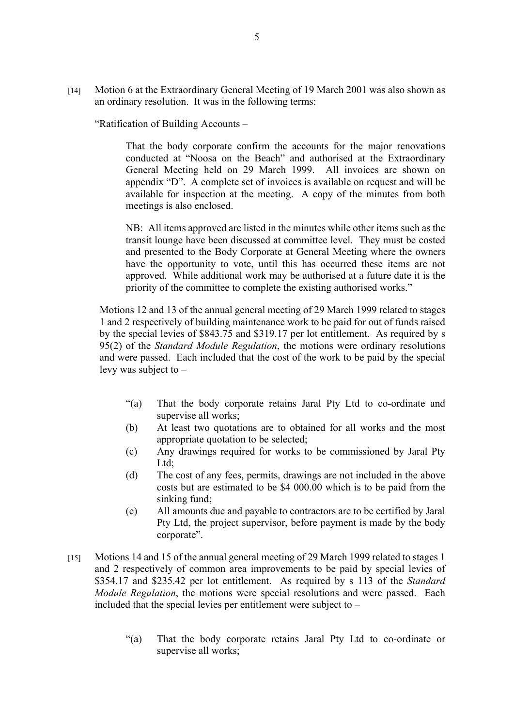[14] Motion 6 at the Extraordinary General Meeting of 19 March 2001 was also shown as an ordinary resolution. It was in the following terms:

"Ratification of Building Accounts –

> That the body corporate confirm the accounts for the major renovations conducted at "Noosa on the Beach" and authorised at the Extraordinary General Meeting held on 29 March 1999. All invoices are shown on appendix "D". A complete set of invoices is available on request and will be available for inspection at the meeting. A copy of the minutes from both meetings is also enclosed.
>
> NB: All items approved are listed in the minutes while other items such as the transit lounge have been discussed at committee level. They must be costed and presented to the Body Corporate at General Meeting where the owners have the opportunity to vote, until this has occurred these items are not approved. While additional work may be authorised at a future date it is the priority of the committee to complete the existing authorised works."

Motions 12 and 13 of the annual general meeting of 29 March 1999 related to stages 1 and 2 respectively of building maintenance work to be paid for out of funds raised by the special levies of $843.75 and $319.17 per lot entitlement. As required by s 95(2) of the *Standard Module Regulation*, the motions were ordinary resolutions and were passed. Each included that the cost of the work to be paid by the special levy was subject to –

> "(a) That the body corporate retains Jaral Pty Ltd to co-ordinate and supervise all works;
>
> (b) At least two quotations are to obtained for all works and the most appropriate quotation to be selected;
>
> (c) Any drawings required for works to be commissioned by Jaral Pty Ltd;
>
> (d) The cost of any fees, permits, drawings are not included in the above costs but are estimated to be $4 000.00 which is to be paid from the sinking fund;
>
> (e) All amounts due and payable to contractors are to be certified by Jaral Pty Ltd, the project supervisor, before payment is made by the body corporate".

[15] Motions 14 and 15 of the annual general meeting of 29 March 1999 related to stages 1 and 2 respectively of common area improvements to be paid by special levies of $354.17 and $235.42 per lot entitlement. As required by s 113 of the *Standard Module Regulation*, the motions were special resolutions and were passed. Each included that the special levies per entitlement were subject to –

> "(a) That the body corporate retains Jaral Pty Ltd to co-ordinate or supervise all works;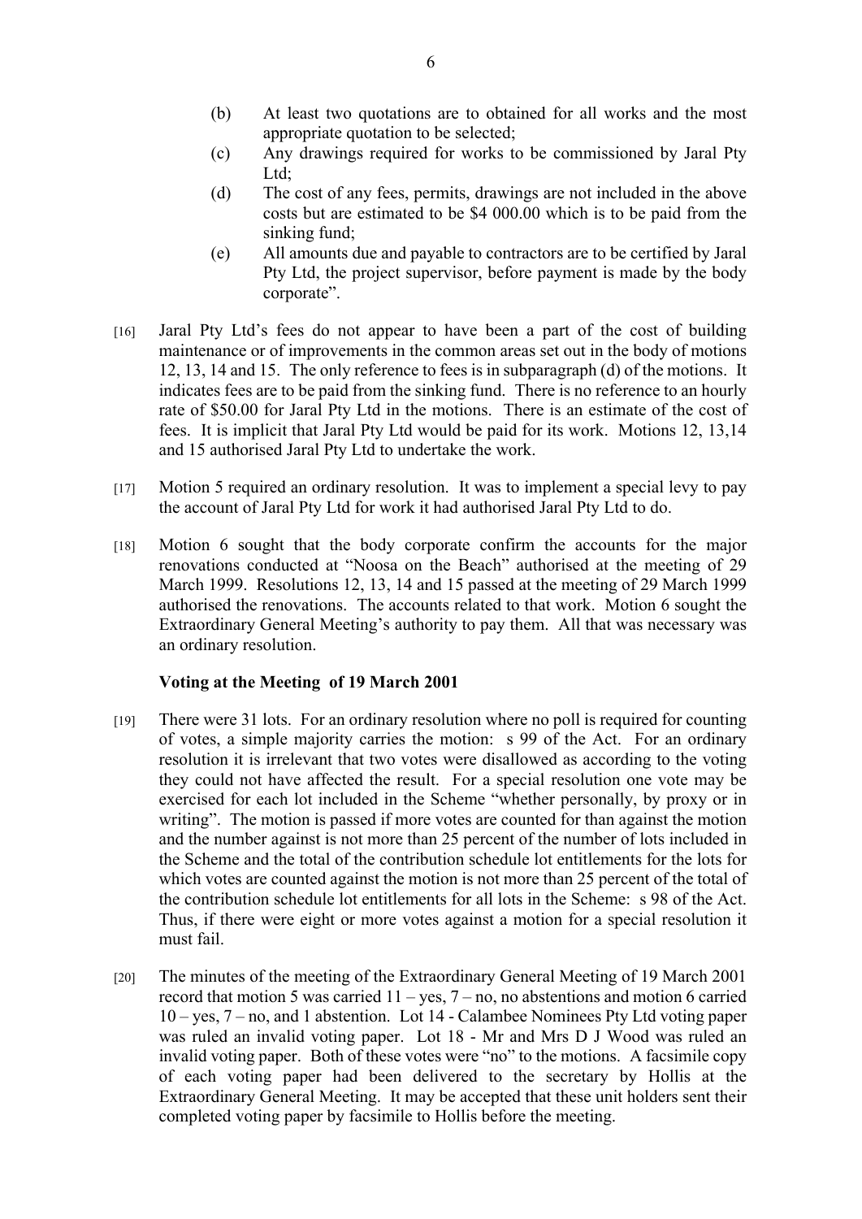(b) At least two quotations are to obtained for all works and the most appropriate quotation to be selected;

(c) Any drawings required for works to be commissioned by Jaral Pty Ltd;

(d) The cost of any fees, permits, drawings are not included in the above costs but are estimated to be $4 000.00 which is to be paid from the sinking fund;

(e) All amounts due and payable to contractors are to be certified by Jaral Pty Ltd, the project supervisor, before payment is made by the body corporate".

[16] Jaral Pty Ltd's fees do not appear to have been a part of the cost of building maintenance or of improvements in the common areas set out in the body of motions 12, 13, 14 and 15. The only reference to fees is in subparagraph (d) of the motions. It indicates fees are to be paid from the sinking fund. There is no reference to an hourly rate of $50.00 for Jaral Pty Ltd in the motions. There is an estimate of the cost of fees. It is implicit that Jaral Pty Ltd would be paid for its work. Motions 12, 13,14 and 15 authorised Jaral Pty Ltd to undertake the work.

[17] Motion 5 required an ordinary resolution. It was to implement a special levy to pay the account of Jaral Pty Ltd for work it had authorised Jaral Pty Ltd to do.

[18] Motion 6 sought that the body corporate confirm the accounts for the major renovations conducted at "Noosa on the Beach" authorised at the meeting of 29 March 1999. Resolutions 12, 13, 14 and 15 passed at the meeting of 29 March 1999 authorised the renovations. The accounts related to that work. Motion 6 sought the Extraordinary General Meeting's authority to pay them. All that was necessary was an ordinary resolution.

**Voting at the Meeting of 19 March 2001**

[19] There were 31 lots. For an ordinary resolution where no poll is required for counting of votes, a simple majority carries the motion: s 99 of the Act. For an ordinary resolution it is irrelevant that two votes were disallowed as according to the voting they could not have affected the result. For a special resolution one vote may be exercised for each lot included in the Scheme "whether personally, by proxy or in writing". The motion is passed if more votes are counted for than against the motion and the number against is not more than 25 percent of the number of lots included in the Scheme and the total of the contribution schedule lot entitlements for the lots for which votes are counted against the motion is not more than 25 percent of the total of the contribution schedule lot entitlements for all lots in the Scheme: s 98 of the Act. Thus, if there were eight or more votes against a motion for a special resolution it must fail.

[20] The minutes of the meeting of the Extraordinary General Meeting of 19 March 2001 record that motion 5 was carried 11 – yes, 7 – no, no abstentions and motion 6 carried 10 – yes, 7 – no, and 1 abstention. Lot 14 - Calambee Nominees Pty Ltd voting paper was ruled an invalid voting paper. Lot 18 - Mr and Mrs D J Wood was ruled an invalid voting paper. Both of these votes were "no" to the motions. A facsimile copy of each voting paper had been delivered to the secretary by Hollis at the Extraordinary General Meeting. It may be accepted that these unit holders sent their completed voting paper by facsimile to Hollis before the meeting.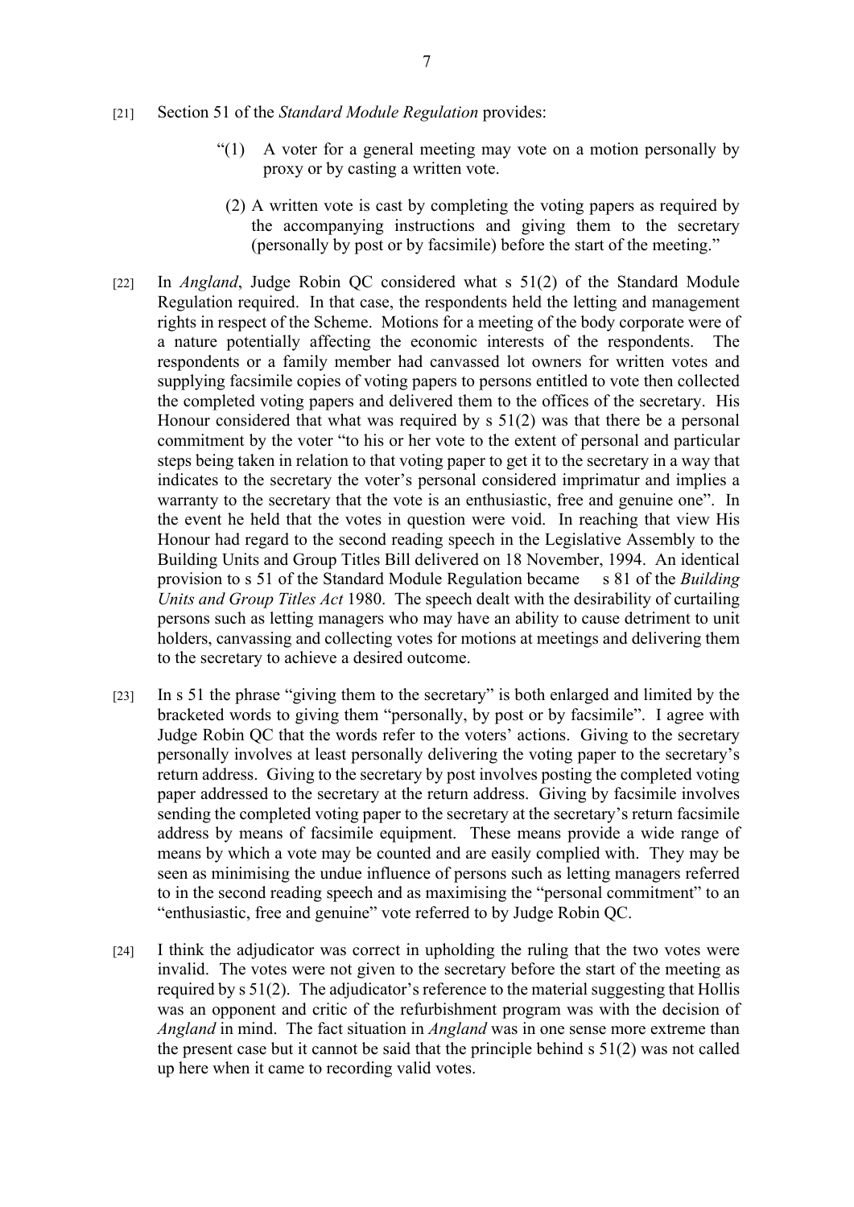[21] Section 51 of the *Standard Module Regulation* provides:

> "(1) A voter for a general meeting may vote on a motion personally by proxy or by casting a written vote.
>
> (2) A written vote is cast by completing the voting papers as required by the accompanying instructions and giving them to the secretary (personally by post or by facsimile) before the start of the meeting."

[22] In *Angland*, Judge Robin QC considered what s 51(2) of the Standard Module Regulation required. In that case, the respondents held the letting and management rights in respect of the Scheme. Motions for a meeting of the body corporate were of a nature potentially affecting the economic interests of the respondents. The respondents or a family member had canvassed lot owners for written votes and supplying facsimile copies of voting papers to persons entitled to vote then collected the completed voting papers and delivered them to the offices of the secretary. His Honour considered that what was required by s 51(2) was that there be a personal commitment by the voter "to his or her vote to the extent of personal and particular steps being taken in relation to that voting paper to get it to the secretary in a way that indicates to the secretary the voter's personal considered imprimatur and implies a warranty to the secretary that the vote is an enthusiastic, free and genuine one". In the event he held that the votes in question were void. In reaching that view His Honour had regard to the second reading speech in the Legislative Assembly to the Building Units and Group Titles Bill delivered on 18 November, 1994. An identical provision to s 51 of the Standard Module Regulation became s 81 of the *Building Units and Group Titles Act* 1980. The speech dealt with the desirability of curtailing persons such as letting managers who may have an ability to cause detriment to unit holders, canvassing and collecting votes for motions at meetings and delivering them to the secretary to achieve a desired outcome.

[23] In s 51 the phrase "giving them to the secretary" is both enlarged and limited by the bracketed words to giving them "personally, by post or by facsimile". I agree with Judge Robin QC that the words refer to the voters' actions. Giving to the secretary personally involves at least personally delivering the voting paper to the secretary's return address. Giving to the secretary by post involves posting the completed voting paper addressed to the secretary at the return address. Giving by facsimile involves sending the completed voting paper to the secretary at the secretary's return facsimile address by means of facsimile equipment. These means provide a wide range of means by which a vote may be counted and are easily complied with. They may be seen as minimising the undue influence of persons such as letting managers referred to in the second reading speech and as maximising the "personal commitment" to an "enthusiastic, free and genuine" vote referred to by Judge Robin QC.

[24] I think the adjudicator was correct in upholding the ruling that the two votes were invalid. The votes were not given to the secretary before the start of the meeting as required by s 51(2). The adjudicator's reference to the material suggesting that Hollis was an opponent and critic of the refurbishment program was with the decision of *Angland* in mind. The fact situation in *Angland* was in one sense more extreme than the present case but it cannot be said that the principle behind s 51(2) was not called up here when it came to recording valid votes.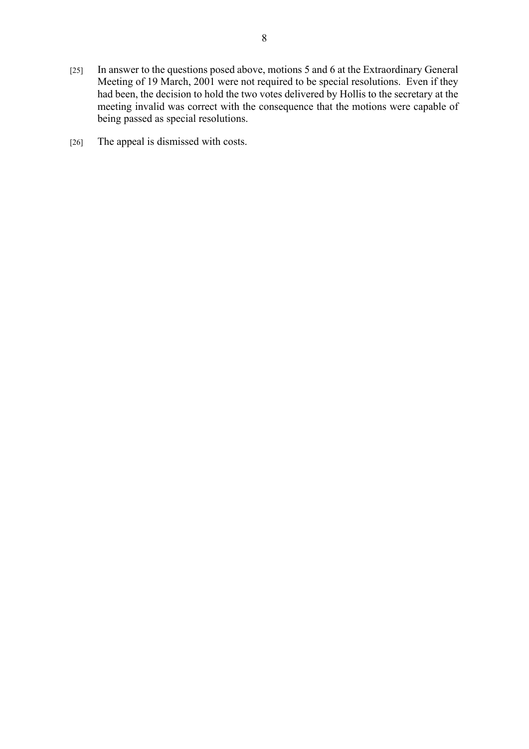[25] In answer to the questions posed above, motions 5 and 6 at the Extraordinary General Meeting of 19 March, 2001 were not required to be special resolutions. Even if they had been, the decision to hold the two votes delivered by Hollis to the secretary at the meeting invalid was correct with the consequence that the motions were capable of being passed as special resolutions.

[26] The appeal is dismissed with costs.